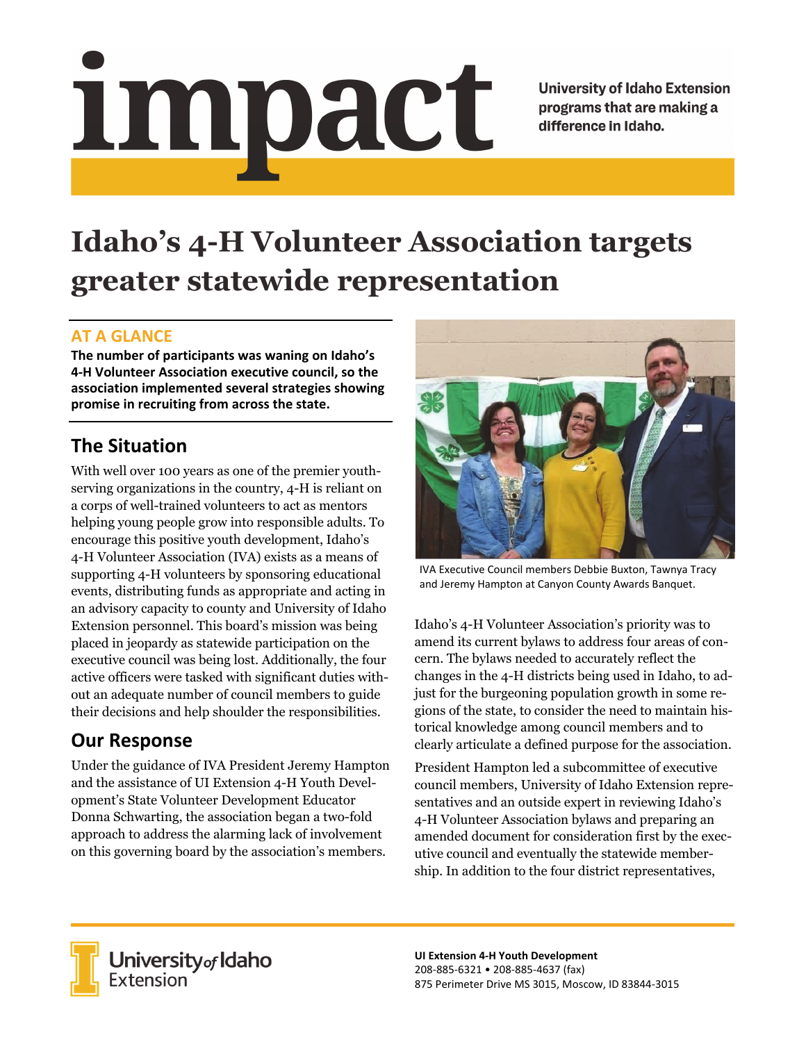# impact

University of Idaho Extension programs that are making a difference in Idaho.

# Idaho's 4-H Volunteer Association targets greater statewide representation

## AT A GLANCE

**The number of participants was waning on Idaho's 4-H Volunteer Association executive council, so the association implemented several strategies showing promise in recruiting from across the state.**

## The Situation

With well over 100 years as one of the premier youth-serving organizations in the country, 4-H is reliant on a corps of well-trained volunteers to act as mentors helping young people grow into responsible adults. To encourage this positive youth development, Idaho's 4-H Volunteer Association (IVA) exists as a means of supporting 4-H volunteers by sponsoring educational events, distributing funds as appropriate and acting in an advisory capacity to county and University of Idaho Extension personnel. This board's mission was being placed in jeopardy as statewide participation on the executive council was being lost. Additionally, the four active officers were tasked with significant duties without an adequate number of council members to guide their decisions and help shoulder the responsibilities.

## Our Response

Under the guidance of IVA President Jeremy Hampton and the assistance of UI Extension 4-H Youth Development's State Volunteer Development Educator Donna Schwarting, the association began a two-fold approach to address the alarming lack of involvement on this governing board by the association's members.

IVA Executive Council members Debbie Buxton, Tawnya Tracy and Jeremy Hampton at Canyon County Awards Banquet.

Idaho's 4-H Volunteer Association's priority was to amend its current bylaws to address four areas of concern. The bylaws needed to accurately reflect the changes in the 4-H districts being used in Idaho, to adjust for the burgeoning population growth in some regions of the state, to consider the need to maintain historical knowledge among council members and to clearly articulate a defined purpose for the association.

President Hampton led a subcommittee of executive council members, University of Idaho Extension representatives and an outside expert in reviewing Idaho's 4-H Volunteer Association bylaws and preparing an amended document for consideration first by the executive council and eventually the statewide membership. In addition to the four district representatives,

University of Idaho Extension

**UI Extension 4-H Youth Development**
208-885-6321 • 208-885-4637 (fax)
875 Perimeter Drive MS 3015, Moscow, ID 83844-3015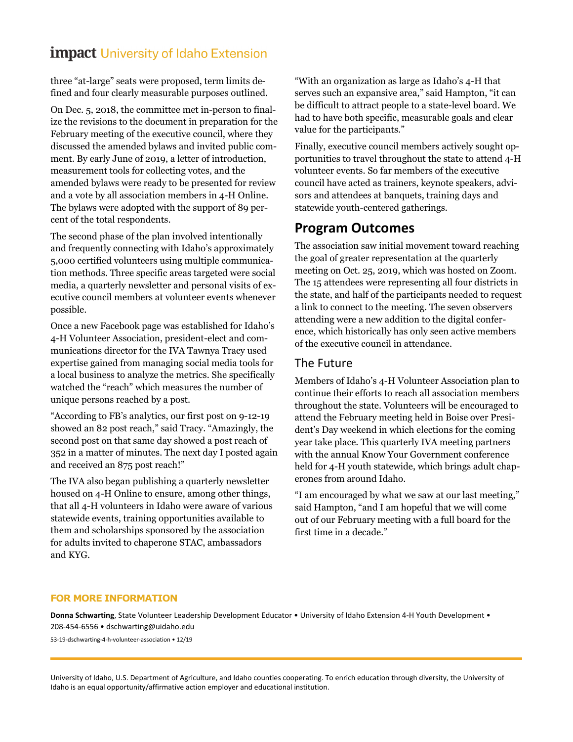three "at-large" seats were proposed, term limits defined and four clearly measurable purposes outlined.

On Dec. 5, 2018, the committee met in-person to finalize the revisions to the document in preparation for the February meeting of the executive council, where they discussed the amended bylaws and invited public comment. By early June of 2019, a letter of introduction, measurement tools for collecting votes, and the amended bylaws were ready to be presented for review and a vote by all association members in 4-H Online. The bylaws were adopted with the support of 89 percent of the total respondents.

The second phase of the plan involved intentionally and frequently connecting with Idaho's approximately 5,000 certified volunteers using multiple communication methods. Three specific areas targeted were social media, a quarterly newsletter and personal visits of executive council members at volunteer events whenever possible.

Once a new Facebook page was established for Idaho's 4-H Volunteer Association, president-elect and communications director for the IVA Tawnya Tracy used expertise gained from managing social media tools for a local business to analyze the metrics. She specifically watched the "reach" which measures the number of unique persons reached by a post.

"According to FB's analytics, our first post on 9-12-19 showed an 82 post reach," said Tracy. "Amazingly, the second post on that same day showed a post reach of 352 in a matter of minutes. The next day I posted again and received an 875 post reach!"

The IVA also began publishing a quarterly newsletter housed on 4-H Online to ensure, among other things, that all 4-H volunteers in Idaho were aware of various statewide events, training opportunities available to them and scholarships sponsored by the association for adults invited to chaperone STAC, ambassadors and KYG.

"With an organization as large as Idaho's 4-H that serves such an expansive area," said Hampton, "it can be difficult to attract people to a state-level board. We had to have both specific, measurable goals and clear value for the participants."

Finally, executive council members actively sought opportunities to travel throughout the state to attend 4-H volunteer events. So far members of the executive council have acted as trainers, keynote speakers, advisors and attendees at banquets, training days and statewide youth-centered gatherings.

## Program Outcomes

The association saw initial movement toward reaching the goal of greater representation at the quarterly meeting on Oct. 25, 2019, which was hosted on Zoom. The 15 attendees were representing all four districts in the state, and half of the participants needed to request a link to connect to the meeting. The seven observers attending were a new addition to the digital conference, which historically has only seen active members of the executive council in attendance.

### The Future

Members of Idaho's 4-H Volunteer Association plan to continue their efforts to reach all association members throughout the state. Volunteers will be encouraged to attend the February meeting held in Boise over President's Day weekend in which elections for the coming year take place. This quarterly IVA meeting partners with the annual Know Your Government conference held for 4-H youth statewide, which brings adult chaperones from around Idaho.

"I am encouraged by what we saw at our last meeting," said Hampton, "and I am hopeful that we will come out of our February meeting with a full board for the first time in a decade."

**FOR MORE INFORMATION**

**Donna Schwarting**, State Volunteer Leadership Development Educator • University of Idaho Extension 4-H Youth Development • 208-454-6556 • dschwarting@uidaho.edu

53-19-dschwarting-4-h-volunteer-association • 12/19

University of Idaho, U.S. Department of Agriculture, and Idaho counties cooperating. To enrich education through diversity, the University of Idaho is an equal opportunity/affirmative action employer and educational institution.